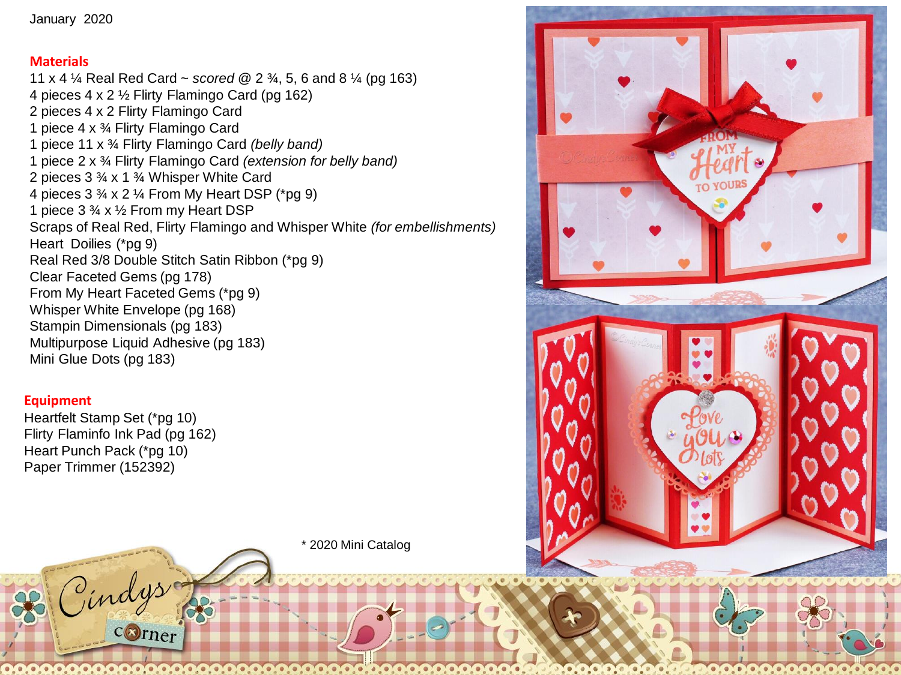January 2020

## Materials

11 x 4 ¼ Real Red Card ~ *scored* @ 2 ¾, 5, 6 and 8 ¼ (pg 163)
4 pieces 4 x 2 ½ Flirty Flamingo Card (pg 162)
2 pieces 4 x 2 Flirty Flamingo Card
1 piece 4 x ¾ Flirty Flamingo Card
1 piece 11 x ¾ Flirty Flamingo Card *(belly band)*
1 piece 2 x ¾ Flirty Flamingo Card *(extension for belly band)*
2 pieces 3 ¾ x 1 ¾ Whisper White Card
4 pieces 3 ¾ x 2 ¼ From My Heart DSP (*pg 9)
1 piece 3 ¾ x ½ From my Heart DSP
Scraps of Real Red, Flirty Flamingo and Whisper White *(for embellishments)*
Heart Doilies (*pg 9)
Real Red 3/8 Double Stitch Satin Ribbon (*pg 9)
Clear Faceted Gems (pg 178)
From My Heart Faceted Gems (*pg 9)
Whisper White Envelope (pg 168)
Stampin Dimensionals (pg 183)
Multipurpose Liquid Adhesive (pg 183)
Mini Glue Dots (pg 183)

## Equipment

Heartfelt Stamp Set (*pg 10)
Flirty Flaminfo Ink Pad (pg 162)
Heart Punch Pack (*pg 10)
Paper Trimmer (152392)

* 2020 Mini Catalog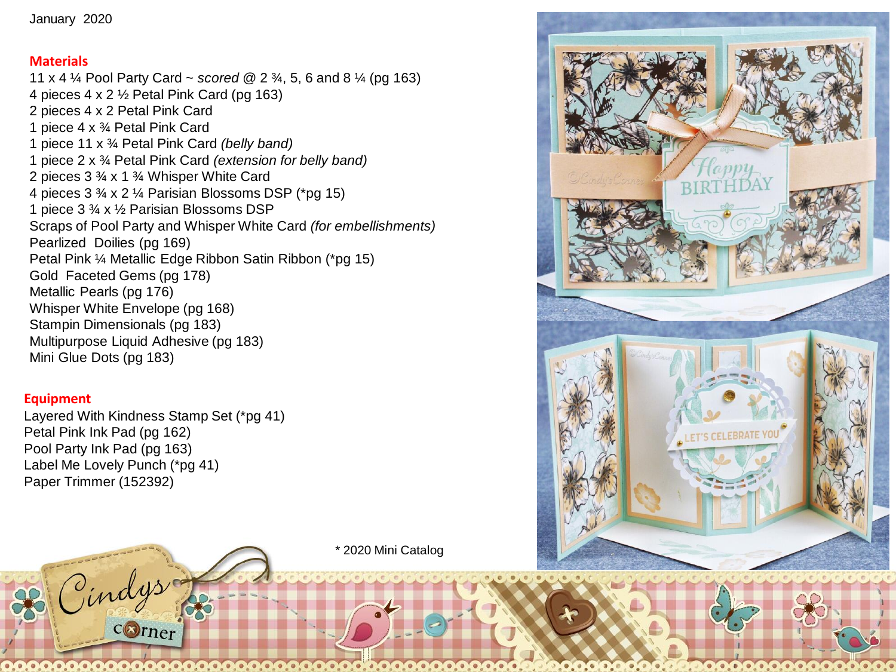January 2020

## Materials

11 x 4 ¼ Pool Party Card ~ *scored* @ 2 ¾, 5, 6 and 8 ¼ (pg 163)
4 pieces 4 x 2 ½ Petal Pink Card (pg 163)
2 pieces 4 x 2 Petal Pink Card
1 piece 4 x ¾ Petal Pink Card
1 piece 11 x ¾ Petal Pink Card *(belly band)*
1 piece 2 x ¾ Petal Pink Card *(extension for belly band)*
2 pieces 3 ¾ x 1 ¾ Whisper White Card
4 pieces 3 ¾ x 2 ¼ Parisian Blossoms DSP (*pg 15)
1 piece 3 ¾ x ½ Parisian Blossoms DSP
Scraps of Pool Party and Whisper White Card *(for embellishments)*
Pearlized Doilies (pg 169)
Petal Pink ¼ Metallic Edge Ribbon Satin Ribbon (*pg 15)
Gold Faceted Gems (pg 178)
Metallic Pearls (pg 176)
Whisper White Envelope (pg 168)
Stampin Dimensionals (pg 183)
Multipurpose Liquid Adhesive (pg 183)
Mini Glue Dots (pg 183)

## Equipment

Layered With Kindness Stamp Set (*pg 41)
Petal Pink Ink Pad (pg 162)
Pool Party Ink Pad (pg 163)
Label Me Lovely Punch (*pg 41)
Paper Trimmer (152392)

* 2020 Mini Catalog